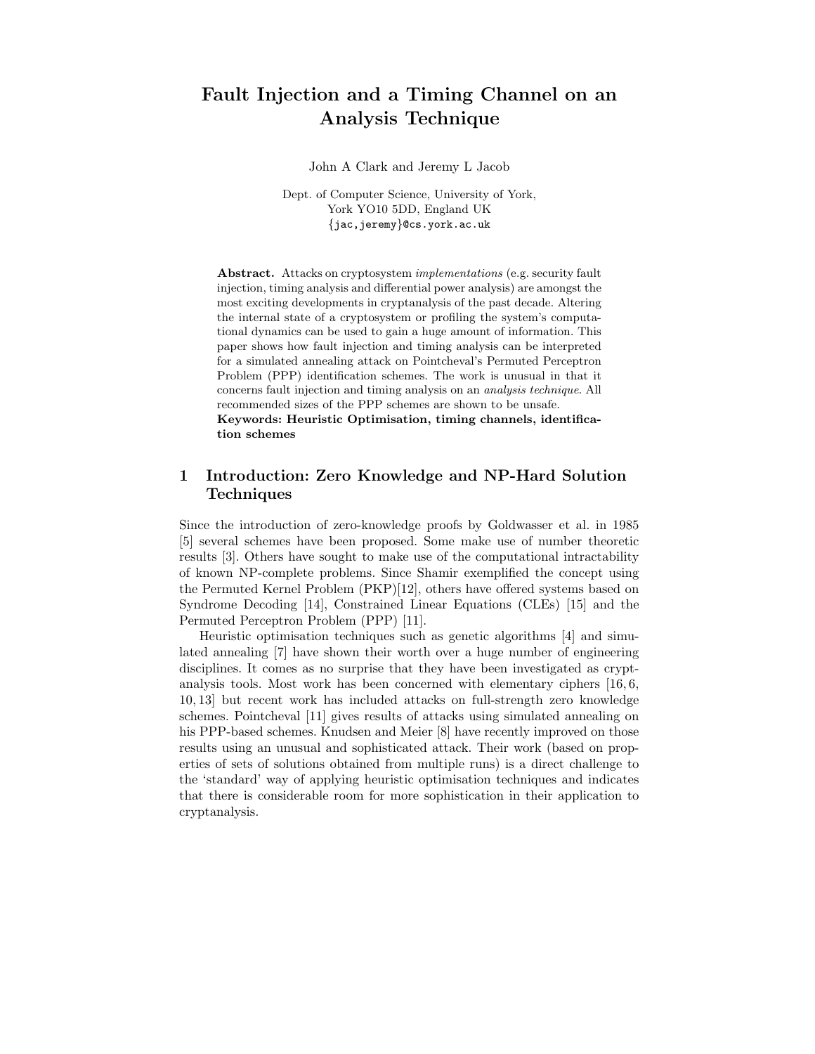# Fault Injection and a Timing Channel on an Analysis Technique

John A Clark and Jeremy L Jacob

Dept. of Computer Science, University of York,
York YO10 5DD, England UK
{jac,jeremy}@cs.york.ac.uk

**Abstract.** Attacks on cryptosystem *implementations* (e.g. security fault injection, timing analysis and differential power analysis) are amongst the most exciting developments in cryptanalysis of the past decade. Altering the internal state of a cryptosystem or profiling the system's computational dynamics can be used to gain a huge amount of information. This paper shows how fault injection and timing analysis can be interpreted for a simulated annealing attack on Pointcheval's Permuted Perceptron Problem (PPP) identification schemes. The work is unusual in that it concerns fault injection and timing analysis on an *analysis technique*. All recommended sizes of the PPP schemes are shown to be unsafe.

**Keywords: Heuristic Optimisation, timing channels, identification schemes**

## 1 Introduction: Zero Knowledge and NP-Hard Solution Techniques

Since the introduction of zero-knowledge proofs by Goldwasser et al. in 1985 [5] several schemes have been proposed. Some make use of number theoretic results [3]. Others have sought to make use of the computational intractability of known NP-complete problems. Since Shamir exemplified the concept using the Permuted Kernel Problem (PKP)[12], others have offered systems based on Syndrome Decoding [14], Constrained Linear Equations (CLEs) [15] and the Permuted Perceptron Problem (PPP) [11].

Heuristic optimisation techniques such as genetic algorithms [4] and simulated annealing [7] have shown their worth over a huge number of engineering disciplines. It comes as no surprise that they have been investigated as cryptanalysis tools. Most work has been concerned with elementary ciphers [16, 6, 10, 13] but recent work has included attacks on full-strength zero knowledge schemes. Pointcheval [11] gives results of attacks using simulated annealing on his PPP-based schemes. Knudsen and Meier [8] have recently improved on those results using an unusual and sophisticated attack. Their work (based on properties of sets of solutions obtained from multiple runs) is a direct challenge to the 'standard' way of applying heuristic optimisation techniques and indicates that there is considerable room for more sophistication in their application to cryptanalysis.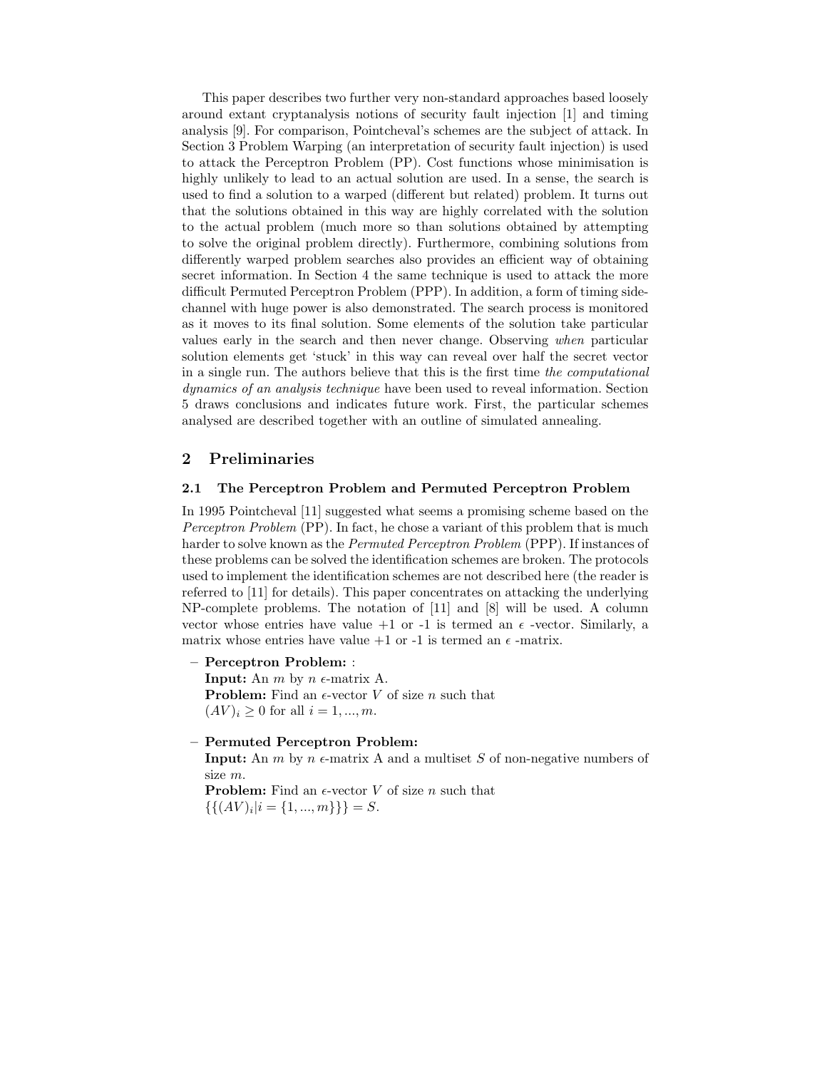This paper describes two further very non-standard approaches based loosely around extant cryptanalysis notions of security fault injection [1] and timing analysis [9]. For comparison, Pointcheval's schemes are the subject of attack. In Section 3 Problem Warping (an interpretation of security fault injection) is used to attack the Perceptron Problem (PP). Cost functions whose minimisation is highly unlikely to lead to an actual solution are used. In a sense, the search is used to find a solution to a warped (different but related) problem. It turns out that the solutions obtained in this way are highly correlated with the solution to the actual problem (much more so than solutions obtained by attempting to solve the original problem directly). Furthermore, combining solutions from differently warped problem searches also provides an efficient way of obtaining secret information. In Section 4 the same technique is used to attack the more difficult Permuted Perceptron Problem (PPP). In addition, a form of timing side-channel with huge power is also demonstrated. The search process is monitored as it moves to its final solution. Some elements of the solution take particular values early in the search and then never change. Observing *when* particular solution elements get 'stuck' in this way can reveal over half the secret vector in a single run. The authors believe that this is the first time *the computational dynamics of an analysis technique* have been used to reveal information. Section 5 draws conclusions and indicates future work. First, the particular schemes analysed are described together with an outline of simulated annealing.

## 2 Preliminaries

### 2.1 The Perceptron Problem and Permuted Perceptron Problem

In 1995 Pointcheval [11] suggested what seems a promising scheme based on the *Perceptron Problem* (PP). In fact, he chose a variant of this problem that is much harder to solve known as the *Permuted Perceptron Problem* (PPP). If instances of these problems can be solved the identification schemes are broken. The protocols used to implement the identification schemes are not described here (the reader is referred to [11] for details). This paper concentrates on attacking the underlying NP-complete problems. The notation of [11] and [8] will be used. A column vector whose entries have value +1 or -1 is termed an $\epsilon$ -vector. Similarly, a matrix whose entries have value +1 or -1 is termed an $\epsilon$ -matrix.

- **Perceptron Problem:** :
  **Input:** An $m$ by $n$ $\epsilon$-matrix A.
  **Problem:** Find an $\epsilon$-vector $V$ of size $n$ such that
  $(AV)_i \geq 0$ for all $i = 1, ..., m$.

- **Permuted Perceptron Problem:**
  **Input:** An $m$ by $n$ $\epsilon$-matrix A and a multiset $S$ of non-negative numbers of size $m$.
  **Problem:** Find an $\epsilon$-vector $V$ of size $n$ such that
  $\{\{(AV)_i | i = \{1, ..., m\}\}\} = S$.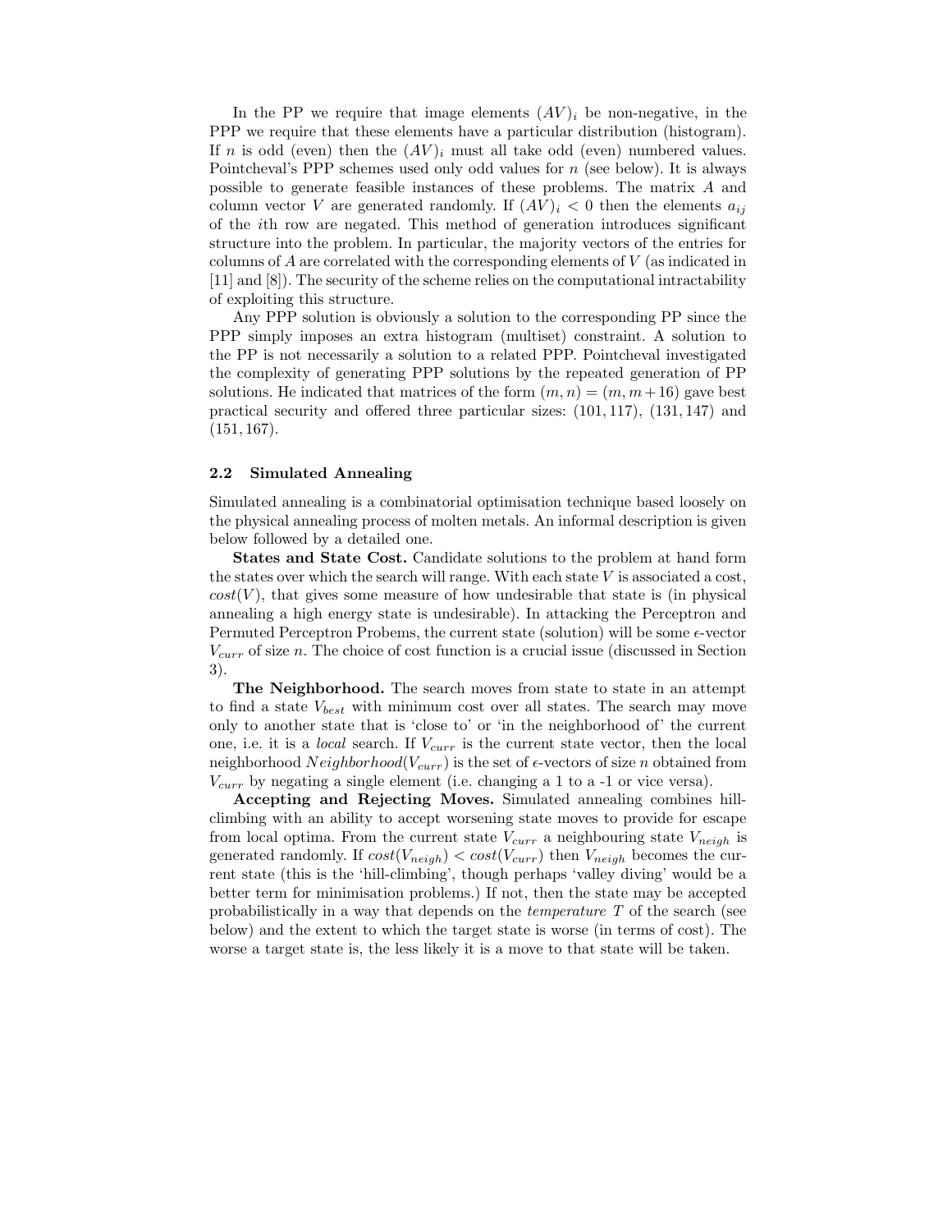In the PP we require that image elements $(AV)_i$ be non-negative, in the PPP we require that these elements have a particular distribution (histogram). If $n$ is odd (even) then the $(AV)_i$ must all take odd (even) numbered values. Pointcheval's PPP schemes used only odd values for $n$ (see below). It is always possible to generate feasible instances of these problems. The matrix $A$ and column vector $V$ are generated randomly. If $(AV)_i < 0$ then the elements $a_{ij}$ of the $i$th row are negated. This method of generation introduces significant structure into the problem. In particular, the majority vectors of the entries for columns of $A$ are correlated with the corresponding elements of $V$ (as indicated in [11] and [8]). The security of the scheme relies on the computational intractability of exploiting this structure.

Any PPP solution is obviously a solution to the corresponding PP since the PPP simply imposes an extra histogram (multiset) constraint. A solution to the PP is not necessarily a solution to a related PPP. Pointcheval investigated the complexity of generating PPP solutions by the repeated generation of PP solutions. He indicated that matrices of the form $(m, n) = (m, m+16)$ gave best practical security and offered three particular sizes: $(101, 117)$, $(131, 147)$ and $(151, 167)$.

### 2.2 Simulated Annealing

Simulated annealing is a combinatorial optimisation technique based loosely on the physical annealing process of molten metals. An informal description is given below followed by a detailed one.

**States and State Cost.** Candidate solutions to the problem at hand form the states over which the search will range. With each state $V$ is associated a cost, $cost(V)$, that gives some measure of how undesirable that state is (in physical annealing a high energy state is undesirable). In attacking the Perceptron and Permuted Perceptron Probems, the current state (solution) will be some $\epsilon$-vector $V_{curr}$ of size $n$. The choice of cost function is a crucial issue (discussed in Section 3).

**The Neighborhood.** The search moves from state to state in an attempt to find a state $V_{best}$ with minimum cost over all states. The search may move only to another state that is 'close to' or 'in the neighborhood of' the current one, i.e. it is a *local* search. If $V_{curr}$ is the current state vector, then the local neighborhood $Neighborhood(V_{curr})$ is the set of $\epsilon$-vectors of size $n$ obtained from $V_{curr}$ by negating a single element (i.e. changing a 1 to a -1 or vice versa).

**Accepting and Rejecting Moves.** Simulated annealing combines hill-climbing with an ability to accept worsening state moves to provide for escape from local optima. From the current state $V_{curr}$ a neighbouring state $V_{neigh}$ is generated randomly. If $cost(V_{neigh}) < cost(V_{curr})$ then $V_{neigh}$ becomes the current state (this is the 'hill-climbing', though perhaps 'valley diving' would be a better term for minimisation problems.) If not, then the state may be accepted probabilistically in a way that depends on the *temperature* $T$ of the search (see below) and the extent to which the target state is worse (in terms of cost). The worse a target state is, the less likely it is a move to that state will be taken.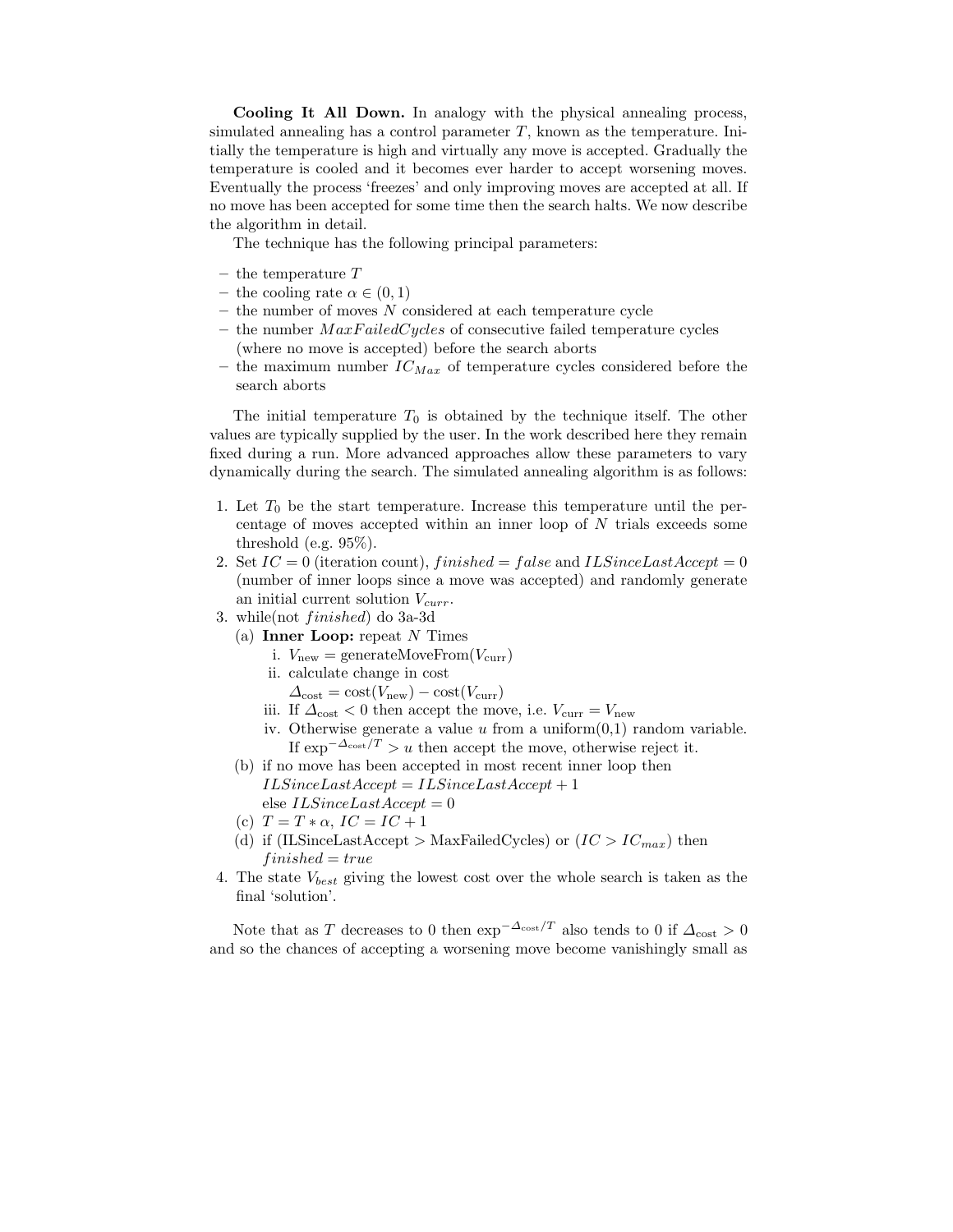**Cooling It All Down.** In analogy with the physical annealing process, simulated annealing has a control parameter $T$, known as the temperature. Initially the temperature is high and virtually any move is accepted. Gradually the temperature is cooled and it becomes ever harder to accept worsening moves. Eventually the process 'freezes' and only improving moves are accepted at all. If no move has been accepted for some time then the search halts. We now describe the algorithm in detail.

The technique has the following principal parameters:

- the temperature $T$
- the cooling rate $\alpha \in (0, 1)$
- the number of moves $N$ considered at each temperature cycle
- the number $MaxFailedCycles$ of consecutive failed temperature cycles (where no move is accepted) before the search aborts
- the maximum number $IC_{Max}$ of temperature cycles considered before the search aborts

The initial temperature $T_0$ is obtained by the technique itself. The other values are typically supplied by the user. In the work described here they remain fixed during a run. More advanced approaches allow these parameters to vary dynamically during the search. The simulated annealing algorithm is as follows:

1. Let $T_0$ be the start temperature. Increase this temperature until the percentage of moves accepted within an inner loop of $N$ trials exceeds some threshold (e.g. 95%).
2. Set $IC = 0$ (iteration count), $finished = false$ and $ILSinceLastAccept = 0$ (number of inner loops since a move was accepted) and randomly generate an initial current solution $V_{curr}$.
3. while(not $finished$) do 3a-3d
   (a) **Inner Loop:** repeat $N$ Times
      i. $V_{\text{new}} = \text{generateMoveFrom}(V_{\text{curr}})$
      ii. calculate change in cost
      $\Delta_{\text{cost}} = \text{cost}(V_{\text{new}}) - \text{cost}(V_{\text{curr}})$
      iii. If $\Delta_{\text{cost}} < 0$ then accept the move, i.e. $V_{\text{curr}} = V_{\text{new}}$
      iv. Otherwise generate a value $u$ from a uniform(0,1) random variable. If $\exp^{-\Delta_{\text{cost}}/T} > u$ then accept the move, otherwise reject it.
   (b) if no move has been accepted in most recent inner loop then
      $ILSinceLastAccept = ILSinceLastAccept + 1$
      else $ILSinceLastAccept = 0$
   (c) $T = T * \alpha$, $IC = IC + 1$
   (d) if (ILSinceLastAccept > MaxFailedCycles) or ($IC > IC_{max}$) then
      $finished = true$
4. The state $V_{best}$ giving the lowest cost over the whole search is taken as the final 'solution'.

Note that as $T$ decreases to 0 then $\exp^{-\Delta_{\text{cost}}/T}$ also tends to 0 if $\Delta_{\text{cost}} > 0$ and so the chances of accepting a worsening move become vanishingly small as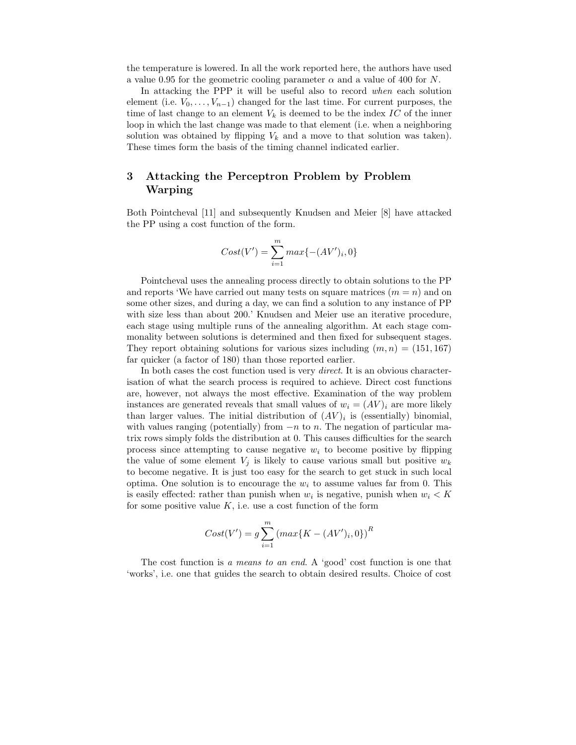the temperature is lowered. In all the work reported here, the authors have used a value 0.95 for the geometric cooling parameter $\alpha$ and a value of 400 for $N$.

In attacking the PPP it will be useful also to record *when* each solution element (i.e. $V_0, \ldots, V_{n-1}$) changed for the last time. For current purposes, the time of last change to an element $V_k$ is deemed to be the index $IC$ of the inner loop in which the last change was made to that element (i.e. when a neighboring solution was obtained by flipping $V_k$ and a move to that solution was taken). These times form the basis of the timing channel indicated earlier.

## 3 Attacking the Perceptron Problem by Problem Warping

Both Pointcheval [11] and subsequently Knudsen and Meier [8] have attacked the PP using a cost function of the form.

$$Cost(V') = \sum_{i=1}^{m} max\{-(AV')_i, 0\}$$

Pointcheval uses the annealing process directly to obtain solutions to the PP and reports 'We have carried out many tests on square matrices ($m = n$) and on some other sizes, and during a day, we can find a solution to any instance of PP with size less than about 200.' Knudsen and Meier use an iterative procedure, each stage using multiple runs of the annealing algorithm. At each stage commonality between solutions is determined and then fixed for subsequent stages. They report obtaining solutions for various sizes including $(m, n) = (151, 167)$ far quicker (a factor of 180) than those reported earlier.

In both cases the cost function used is very *direct*. It is an obvious characterisation of what the search process is required to achieve. Direct cost functions are, however, not always the most effective. Examination of the way problem instances are generated reveals that small values of $w_i = (AV)_i$ are more likely than larger values. The initial distribution of $(AV)_i$ is (essentially) binomial, with values ranging (potentially) from $-n$ to $n$. The negation of particular matrix rows simply folds the distribution at 0. This causes difficulties for the search process since attempting to cause negative $w_i$ to become positive by flipping the value of some element $V_j$ is likely to cause various small but positive $w_k$ to become negative. It is just too easy for the search to get stuck in such local optima. One solution is to encourage the $w_i$ to assume values far from 0. This is easily effected: rather than punish when $w_i$ is negative, punish when $w_i < K$ for some positive value $K$, i.e. use a cost function of the form

$$Cost(V') = g \sum_{i=1}^{m} \left( max\{K - (AV')_i, 0\} \right)^R$$

The cost function is *a means to an end*. A 'good' cost function is one that 'works', i.e. one that guides the search to obtain desired results. Choice of cost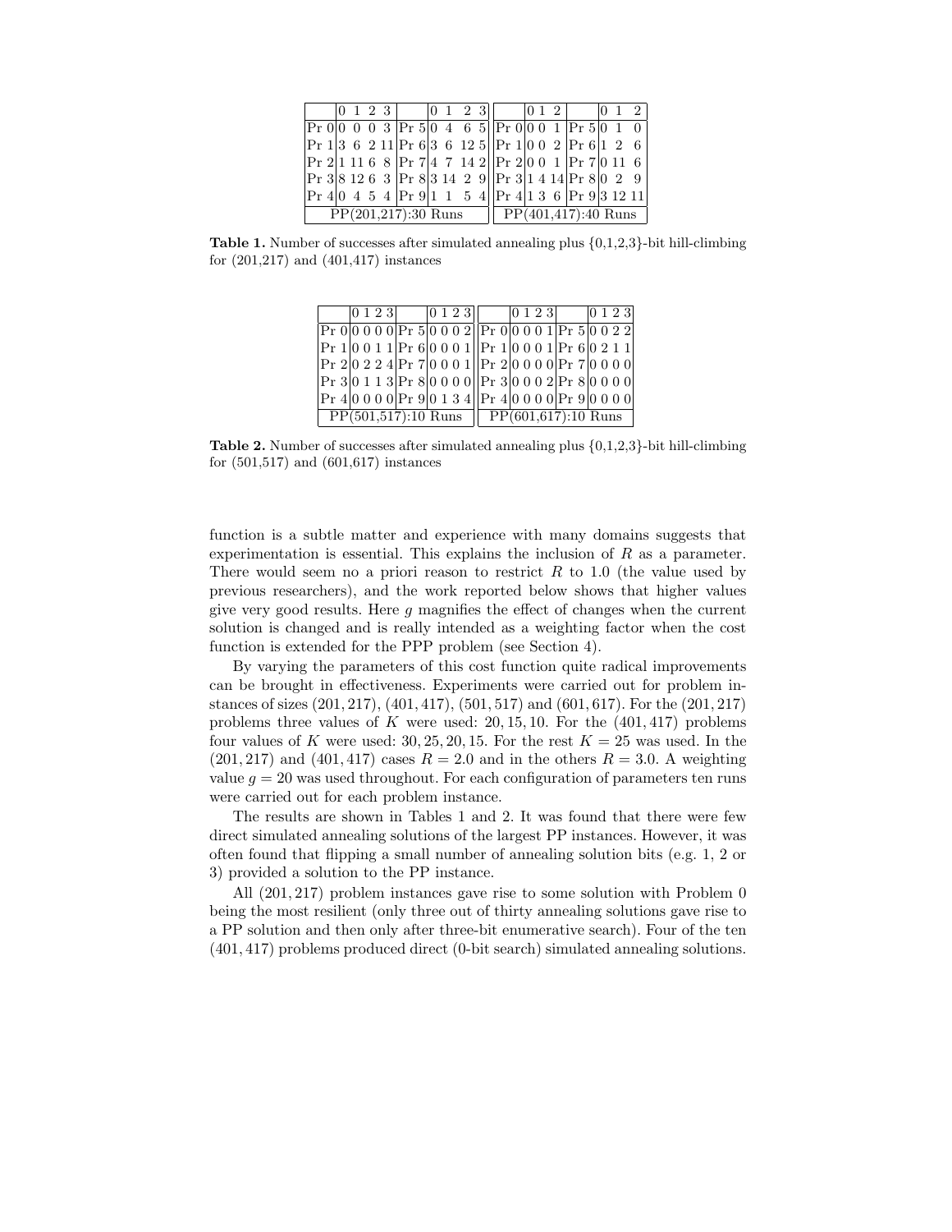|  | 0 | 1 | 2 | 3 |  | 0 | 1 | 2 | 3 |  | 0 | 1 | 2 |  | 0 | 1 | 2 |
|---|---|---|---|---|---|---|---|---|---|---|---|---|---|---|---|---|---|
| Pr 0 | 0 | 0 | 0 | 3 | Pr 5 | 0 | 4 | 6 | 5 | Pr 0 | 0 | 0 | 1 | Pr 5 | 0 | 1 | 0 |
| Pr 1 | 3 | 6 | 2 | 11 | Pr 6 | 3 | 6 | 12 | 5 | Pr 1 | 0 | 0 | 2 | Pr 6 | 1 | 2 | 6 |
| Pr 2 | 1 | 11 | 6 | 8 | Pr 7 | 4 | 7 | 14 | 2 | Pr 2 | 0 | 0 | 1 | Pr 7 | 0 | 11 | 6 |
| Pr 3 | 8 | 12 | 6 | 3 | Pr 8 | 3 | 14 | 2 | 9 | Pr 3 | 1 | 4 | 14 | Pr 8 | 0 | 2 | 9 |
| Pr 4 | 0 | 4 | 5 | 4 | Pr 9 | 1 | 1 | 5 | 4 | Pr 4 | 1 | 3 | 6 | Pr 9 | 3 | 12 | 11 |
| PP(201,217):30 Runs | | | | | | | | | | PP(401,417):40 Runs | | | | | | | |

**Table 1.** Number of successes after simulated annealing plus {0,1,2,3}-bit hill-climbing for (201,217) and (401,417) instances

|  | 0 | 1 | 2 | 3 |  | 0 | 1 | 2 | 3 |  | 0 | 1 | 2 | 3 |  | 0 | 1 | 2 | 3 |
|---|---|---|---|---|---|---|---|---|---|---|---|---|---|---|---|---|---|---|---|
| Pr 0 | 0 | 0 | 0 | 0 | Pr 5 | 0 | 0 | 0 | 2 | Pr 0 | 0 | 0 | 0 | 1 | Pr 5 | 0 | 0 | 2 | 2 |
| Pr 1 | 0 | 0 | 1 | 1 | Pr 6 | 0 | 0 | 0 | 1 | Pr 1 | 0 | 0 | 0 | 1 | Pr 6 | 0 | 2 | 1 | 1 |
| Pr 2 | 0 | 2 | 2 | 4 | Pr 7 | 0 | 0 | 0 | 1 | Pr 2 | 0 | 0 | 0 | 0 | Pr 7 | 0 | 0 | 0 | 0 |
| Pr 3 | 0 | 1 | 1 | 3 | Pr 8 | 0 | 0 | 0 | 0 | Pr 3 | 0 | 0 | 0 | 2 | Pr 8 | 0 | 0 | 0 | 0 |
| Pr 4 | 0 | 0 | 0 | 0 | Pr 9 | 0 | 1 | 3 | 4 | Pr 4 | 0 | 0 | 0 | 0 | Pr 9 | 0 | 0 | 0 | 0 |
| PP(501,517):10 Runs | | | | | | | | | | PP(601,617):10 Runs | | | | | | | | | |

**Table 2.** Number of successes after simulated annealing plus {0,1,2,3}-bit hill-climbing for (501,517) and (601,617) instances

function is a subtle matter and experience with many domains suggests that experimentation is essential. This explains the inclusion of $R$ as a parameter. There would seem no a priori reason to restrict $R$ to 1.0 (the value used by previous researchers), and the work reported below shows that higher values give very good results. Here $g$ magnifies the effect of changes when the current solution is changed and is really intended as a weighting factor when the cost function is extended for the PPP problem (see Section 4).

By varying the parameters of this cost function quite radical improvements can be brought in effectiveness. Experiments were carried out for problem instances of sizes $(201, 217)$, $(401, 417)$, $(501, 517)$ and $(601, 617)$. For the $(201, 217)$ problems three values of $K$ were used: $20, 15, 10$. For the $(401, 417)$ problems four values of $K$ were used: $30, 25, 20, 15$. For the rest $K = 25$ was used. In the $(201, 217)$ and $(401, 417)$ cases $R = 2.0$ and in the others $R = 3.0$. A weighting value $g = 20$ was used throughout. For each configuration of parameters ten runs were carried out for each problem instance.

The results are shown in Tables 1 and 2. It was found that there were few direct simulated annealing solutions of the largest PP instances. However, it was often found that flipping a small number of annealing solution bits (e.g. 1, 2 or 3) provided a solution to the PP instance.

All $(201, 217)$ problem instances gave rise to some solution with Problem 0 being the most resilient (only three out of thirty annealing solutions gave rise to a PP solution and then only after three-bit enumerative search). Four of the ten $(401, 417)$ problems produced direct (0-bit search) simulated annealing solutions.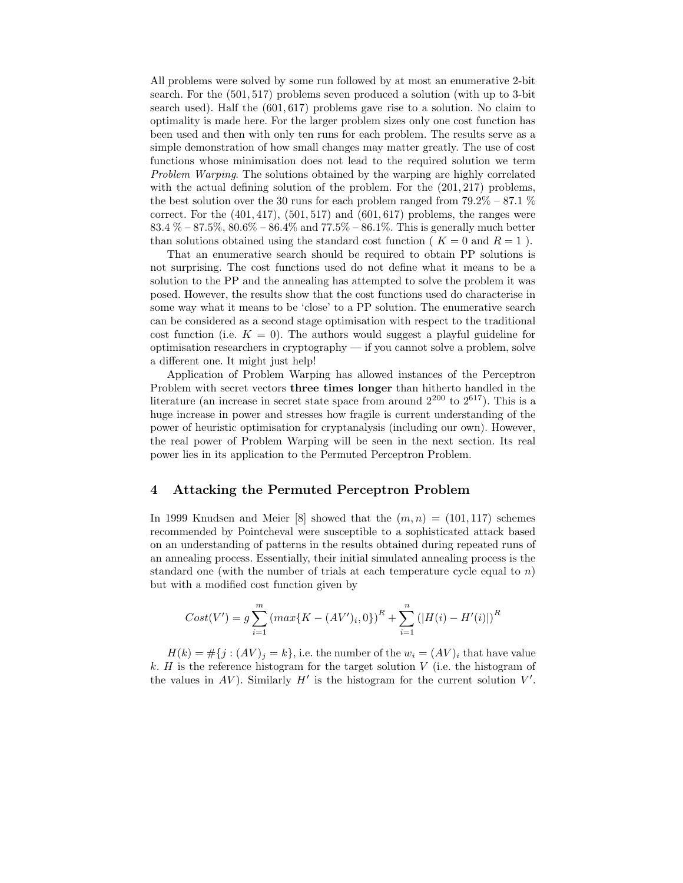All problems were solved by some run followed by at most an enumerative 2-bit search. For the $(501, 517)$ problems seven produced a solution (with up to 3-bit search used). Half the $(601, 617)$ problems gave rise to a solution. No claim to optimality is made here. For the larger problem sizes only one cost function has been used and then with only ten runs for each problem. The results serve as a simple demonstration of how small changes may matter greatly. The use of cost functions whose minimisation does not lead to the required solution we term *Problem Warping*. The solutions obtained by the warping are highly correlated with the actual defining solution of the problem. For the $(201, 217)$ problems, the best solution over the 30 runs for each problem ranged from 79.2% – 87.1 % correct. For the $(401, 417)$, $(501, 517)$ and $(601, 617)$ problems, the ranges were 83.4 % – 87.5%, 80.6% – 86.4% and 77.5% – 86.1%. This is generally much better than solutions obtained using the standard cost function ( $K = 0$ and $R = 1$ ).

That an enumerative search should be required to obtain PP solutions is not surprising. The cost functions used do not define what it means to be a solution to the PP and the annealing has attempted to solve the problem it was posed. However, the results show that the cost functions used do characterise in some way what it means to be 'close' to a PP solution. The enumerative search can be considered as a second stage optimisation with respect to the traditional cost function (i.e. $K = 0$). The authors would suggest a playful guideline for optimisation researchers in cryptography — if you cannot solve a problem, solve a different one. It might just help!

Application of Problem Warping has allowed instances of the Perceptron Problem with secret vectors **three times longer** than hitherto handled in the literature (an increase in secret state space from around $2^{200}$ to $2^{617}$). This is a huge increase in power and stresses how fragile is current understanding of the power of heuristic optimisation for cryptanalysis (including our own). However, the real power of Problem Warping will be seen in the next section. Its real power lies in its application to the Permuted Perceptron Problem.

## 4 Attacking the Permuted Perceptron Problem

In 1999 Knudsen and Meier [8] showed that the $(m, n) = (101, 117)$ schemes recommended by Pointcheval were susceptible to a sophisticated attack based on an understanding of patterns in the results obtained during repeated runs of an annealing process. Essentially, their initial simulated annealing process is the standard one (with the number of trials at each temperature cycle equal to $n$) but with a modified cost function given by

$$Cost(V') = g \sum_{i=1}^{m} \left(max\{K - (AV')_i, 0\}\right)^R + \sum_{i=1}^{n} \left(|H(i) - H'(i)|\right)^R$$

$H(k) = \#\{j : (AV)_j = k\}$, i.e. the number of the $w_i = (AV)_i$ that have value $k$. $H$ is the reference histogram for the target solution $V$ (i.e. the histogram of the values in $AV$). Similarly $H'$ is the histogram for the current solution $V'$.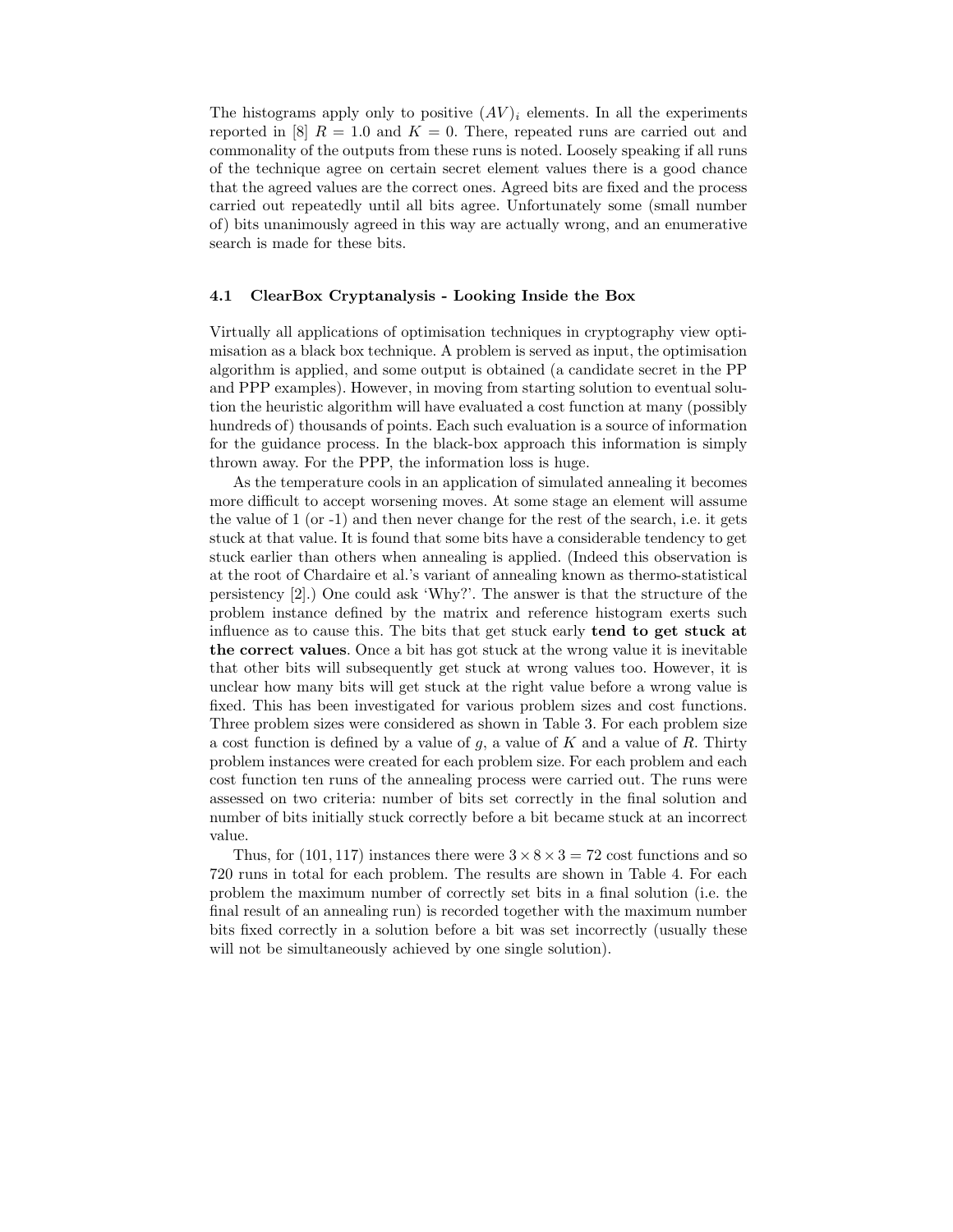The histograms apply only to positive $(AV)_i$ elements. In all the experiments reported in [8] $R = 1.0$ and $K = 0$. There, repeated runs are carried out and commonality of the outputs from these runs is noted. Loosely speaking if all runs of the technique agree on certain secret element values there is a good chance that the agreed values are the correct ones. Agreed bits are fixed and the process carried out repeatedly until all bits agree. Unfortunately some (small number of) bits unanimously agreed in this way are actually wrong, and an enumerative search is made for these bits.

### 4.1 ClearBox Cryptanalysis - Looking Inside the Box

Virtually all applications of optimisation techniques in cryptography view optimisation as a black box technique. A problem is served as input, the optimisation algorithm is applied, and some output is obtained (a candidate secret in the PP and PPP examples). However, in moving from starting solution to eventual solution the heuristic algorithm will have evaluated a cost function at many (possibly hundreds of) thousands of points. Each such evaluation is a source of information for the guidance process. In the black-box approach this information is simply thrown away. For the PPP, the information loss is huge.

As the temperature cools in an application of simulated annealing it becomes more difficult to accept worsening moves. At some stage an element will assume the value of 1 (or -1) and then never change for the rest of the search, i.e. it gets stuck at that value. It is found that some bits have a considerable tendency to get stuck earlier than others when annealing is applied. (Indeed this observation is at the root of Chardaire et al.'s variant of annealing known as thermo-statistical persistency [2].) One could ask 'Why?'. The answer is that the structure of the problem instance defined by the matrix and reference histogram exerts such influence as to cause this. The bits that get stuck early **tend to get stuck at the correct values**. Once a bit has got stuck at the wrong value it is inevitable that other bits will subsequently get stuck at wrong values too. However, it is unclear how many bits will get stuck at the right value before a wrong value is fixed. This has been investigated for various problem sizes and cost functions. Three problem sizes were considered as shown in Table 3. For each problem size a cost function is defined by a value of $g$, a value of $K$ and a value of $R$. Thirty problem instances were created for each problem size. For each problem and each cost function ten runs of the annealing process were carried out. The runs were assessed on two criteria: number of bits set correctly in the final solution and number of bits initially stuck correctly before a bit became stuck at an incorrect value.

Thus, for $(101, 117)$ instances there were $3 \times 8 \times 3 = 72$ cost functions and so 720 runs in total for each problem. The results are shown in Table 4. For each problem the maximum number of correctly set bits in a final solution (i.e. the final result of an annealing run) is recorded together with the maximum number bits fixed correctly in a solution before a bit was set incorrectly (usually these will not be simultaneously achieved by one single solution).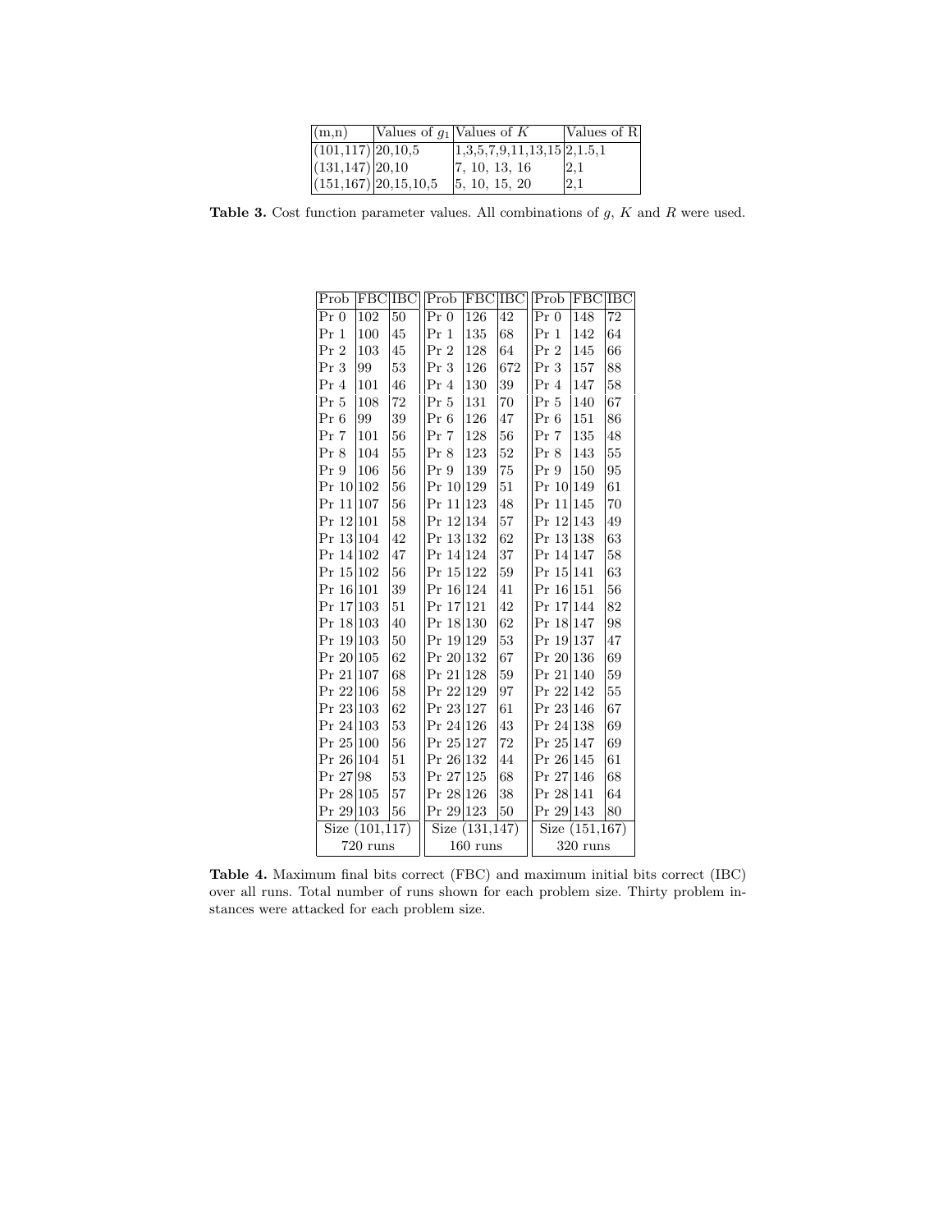| (m,n) | Values of $g_1$ | Values of $K$ | Values of R |
|---|---|---|---|
| (101,117) | 20,10,5 | 1,3,5,7,9,11,13,15 | 2,1.5,1 |
| (131,147) | 20,10 | 7, 10, 13, 16 | 2,1 |
| (151,167) | 20,15,10,5 | 5, 10, 15, 20 | 2,1 |

**Table 3.** Cost function parameter values. All combinations of $g$, $K$ and $R$ were used.

| Prob | FBC | IBC | Prob | FBC | IBC | Prob | FBC | IBC |
|---|---|---|---|---|---|---|---|---|
| Pr 0 | 102 | 50 | Pr 0 | 126 | 42 | Pr 0 | 148 | 72 |
| Pr 1 | 100 | 45 | Pr 1 | 135 | 68 | Pr 1 | 142 | 64 |
| Pr 2 | 103 | 45 | Pr 2 | 128 | 64 | Pr 2 | 145 | 66 |
| Pr 3 | 99 | 53 | Pr 3 | 126 | 672 | Pr 3 | 157 | 88 |
| Pr 4 | 101 | 46 | Pr 4 | 130 | 39 | Pr 4 | 147 | 58 |
| Pr 5 | 108 | 72 | Pr 5 | 131 | 70 | Pr 5 | 140 | 67 |
| Pr 6 | 99 | 39 | Pr 6 | 126 | 47 | Pr 6 | 151 | 86 |
| Pr 7 | 101 | 56 | Pr 7 | 128 | 56 | Pr 7 | 135 | 48 |
| Pr 8 | 104 | 55 | Pr 8 | 123 | 52 | Pr 8 | 143 | 55 |
| Pr 9 | 106 | 56 | Pr 9 | 139 | 75 | Pr 9 | 150 | 95 |
| Pr 10 | 102 | 56 | Pr 10 | 129 | 51 | Pr 10 | 149 | 61 |
| Pr 11 | 107 | 56 | Pr 11 | 123 | 48 | Pr 11 | 145 | 70 |
| Pr 12 | 101 | 58 | Pr 12 | 134 | 57 | Pr 12 | 143 | 49 |
| Pr 13 | 104 | 42 | Pr 13 | 132 | 62 | Pr 13 | 138 | 63 |
| Pr 14 | 102 | 47 | Pr 14 | 124 | 37 | Pr 14 | 147 | 58 |
| Pr 15 | 102 | 56 | Pr 15 | 122 | 59 | Pr 15 | 141 | 63 |
| Pr 16 | 101 | 39 | Pr 16 | 124 | 41 | Pr 16 | 151 | 56 |
| Pr 17 | 103 | 51 | Pr 17 | 121 | 42 | Pr 17 | 144 | 82 |
| Pr 18 | 103 | 40 | Pr 18 | 130 | 62 | Pr 18 | 147 | 98 |
| Pr 19 | 103 | 50 | Pr 19 | 129 | 53 | Pr 19 | 137 | 47 |
| Pr 20 | 105 | 62 | Pr 20 | 132 | 67 | Pr 20 | 136 | 69 |
| Pr 21 | 107 | 68 | Pr 21 | 128 | 59 | Pr 21 | 140 | 59 |
| Pr 22 | 106 | 58 | Pr 22 | 129 | 97 | Pr 22 | 142 | 55 |
| Pr 23 | 103 | 62 | Pr 23 | 127 | 61 | Pr 23 | 146 | 67 |
| Pr 24 | 103 | 53 | Pr 24 | 126 | 43 | Pr 24 | 138 | 69 |
| Pr 25 | 100 | 56 | Pr 25 | 127 | 72 | Pr 25 | 147 | 69 |
| Pr 26 | 104 | 51 | Pr 26 | 132 | 44 | Pr 26 | 145 | 61 |
| Pr 27 | 98 | 53 | Pr 27 | 125 | 68 | Pr 27 | 146 | 68 |
| Pr 28 | 105 | 57 | Pr 28 | 126 | 38 | Pr 28 | 141 | 64 |
| Pr 29 | 103 | 56 | Pr 29 | 123 | 50 | Pr 29 | 143 | 80 |
| Size (101,117) 720 runs | | | Size (131,147) 160 runs | | | Size (151,167) 320 runs | | |

**Table 4.** Maximum final bits correct (FBC) and maximum initial bits correct (IBC) over all runs. Total number of runs shown for each problem size. Thirty problem instances were attacked for each problem size.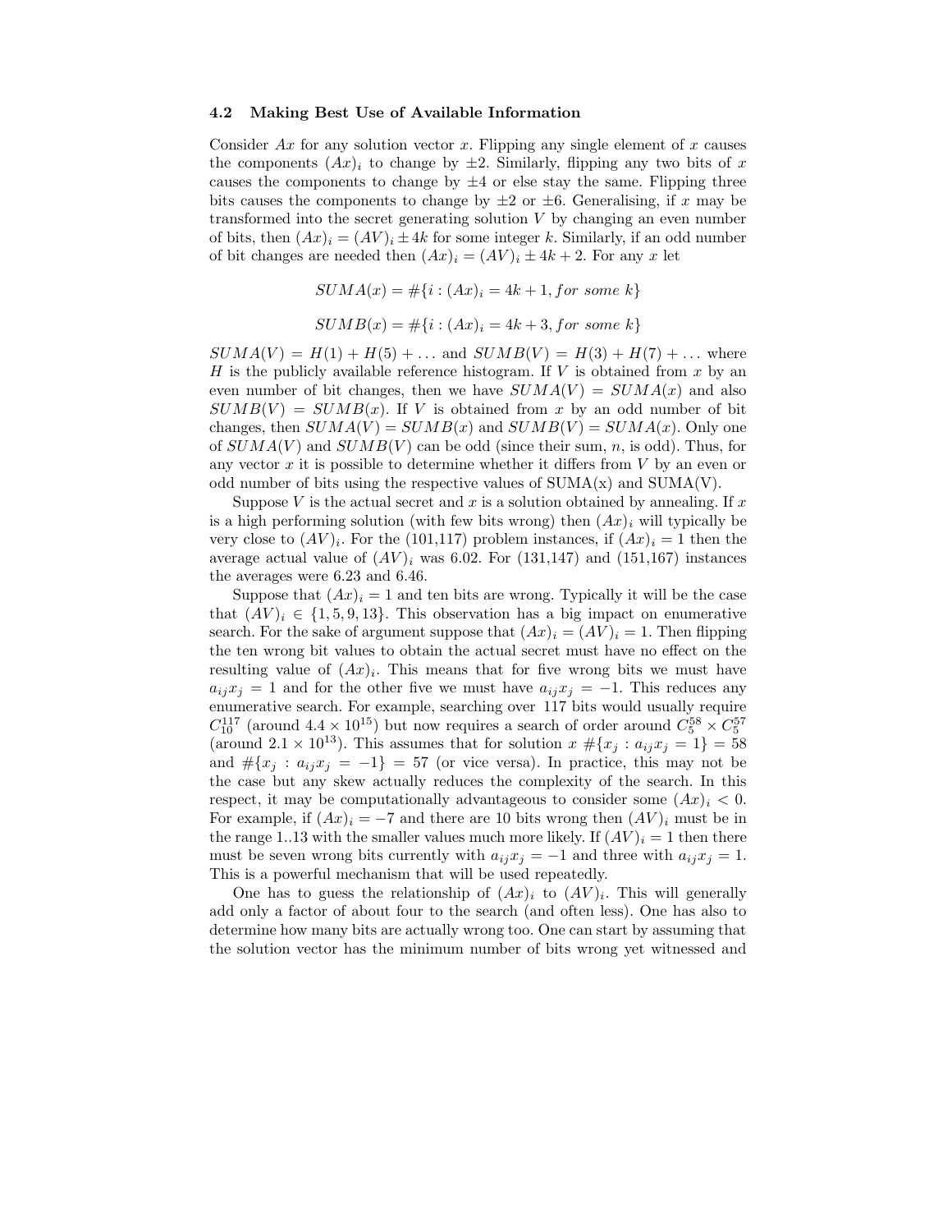### 4.2 Making Best Use of Available Information

Consider $Ax$ for any solution vector $x$. Flipping any single element of $x$ causes the components $(Ax)_i$ to change by $\pm 2$. Similarly, flipping any two bits of $x$ causes the components to change by $\pm 4$ or else stay the same. Flipping three bits causes the components to change by $\pm 2$ or $\pm 6$. Generalising, if $x$ may be transformed into the secret generating solution $V$ by changing an even number of bits, then $(Ax)_i = (AV)_i \pm 4k$ for some integer $k$. Similarly, if an odd number of bit changes are needed then $(Ax)_i = (AV)_i \pm 4k + 2$. For any $x$ let

$$SUMA(x) = \#\{i : (Ax)_i = 4k + 1, \textit{for some } k\}$$

$$SUMB(x) = \#\{i : (Ax)_i = 4k + 3, \textit{for some } k\}$$

$SUMA(V) = H(1) + H(5) + \ldots$ and $SUMB(V) = H(3) + H(7) + \ldots$ where $H$ is the publicly available reference histogram. If $V$ is obtained from $x$ by an even number of bit changes, then we have $SUMA(V) = SUMA(x)$ and also $SUMB(V) = SUMB(x)$. If $V$ is obtained from $x$ by an odd number of bit changes, then $SUMA(V) = SUMB(x)$ and $SUMB(V) = SUMA(x)$. Only one of $SUMA(V)$ and $SUMB(V)$ can be odd (since their sum, $n$, is odd). Thus, for any vector $x$ it is possible to determine whether it differs from $V$ by an even or odd number of bits using the respective values of SUMA(x) and SUMA(V).

Suppose $V$ is the actual secret and $x$ is a solution obtained by annealing. If $x$ is a high performing solution (with few bits wrong) then $(Ax)_i$ will typically be very close to $(AV)_i$. For the (101,117) problem instances, if $(Ax)_i = 1$ then the average actual value of $(AV)_i$ was 6.02. For (131,147) and (151,167) instances the averages were 6.23 and 6.46.

Suppose that $(Ax)_i = 1$ and ten bits are wrong. Typically it will be the case that $(AV)_i \in \{1, 5, 9, 13\}$. This observation has a big impact on enumerative search. For the sake of argument suppose that $(Ax)_i = (AV)_i = 1$. Then flipping the ten wrong bit values to obtain the actual secret must have no effect on the resulting value of $(Ax)_i$. This means that for five wrong bits we must have $a_{ij}x_j = 1$ and for the other five we must have $a_{ij}x_j = -1$. This reduces any enumerative search. For example, searching over 117 bits would usually require $C^{117}_{10}$ (around $4.4 \times 10^{15}$) but now requires a search of order around $C^{58}_5 \times C^{57}_5$ (around $2.1 \times 10^{13}$). This assumes that for solution $x$ $\#\{x_j : a_{ij}x_j = 1\} = 58$ and $\#\{x_j : a_{ij}x_j = -1\} = 57$ (or vice versa). In practice, this may not be the case but any skew actually reduces the complexity of the search. In this respect, it may be computationally advantageous to consider some $(Ax)_i < 0$. For example, if $(Ax)_i = -7$ and there are 10 bits wrong then $(AV)_i$ must be in the range 1..13 with the smaller values much more likely. If $(AV)_i = 1$ then there must be seven wrong bits currently with $a_{ij}x_j = -1$ and three with $a_{ij}x_j = 1$. This is a powerful mechanism that will be used repeatedly.

One has to guess the relationship of $(Ax)_i$ to $(AV)_i$. This will generally add only a factor of about four to the search (and often less). One has also to determine how many bits are actually wrong too. One can start by assuming that the solution vector has the minimum number of bits wrong yet witnessed and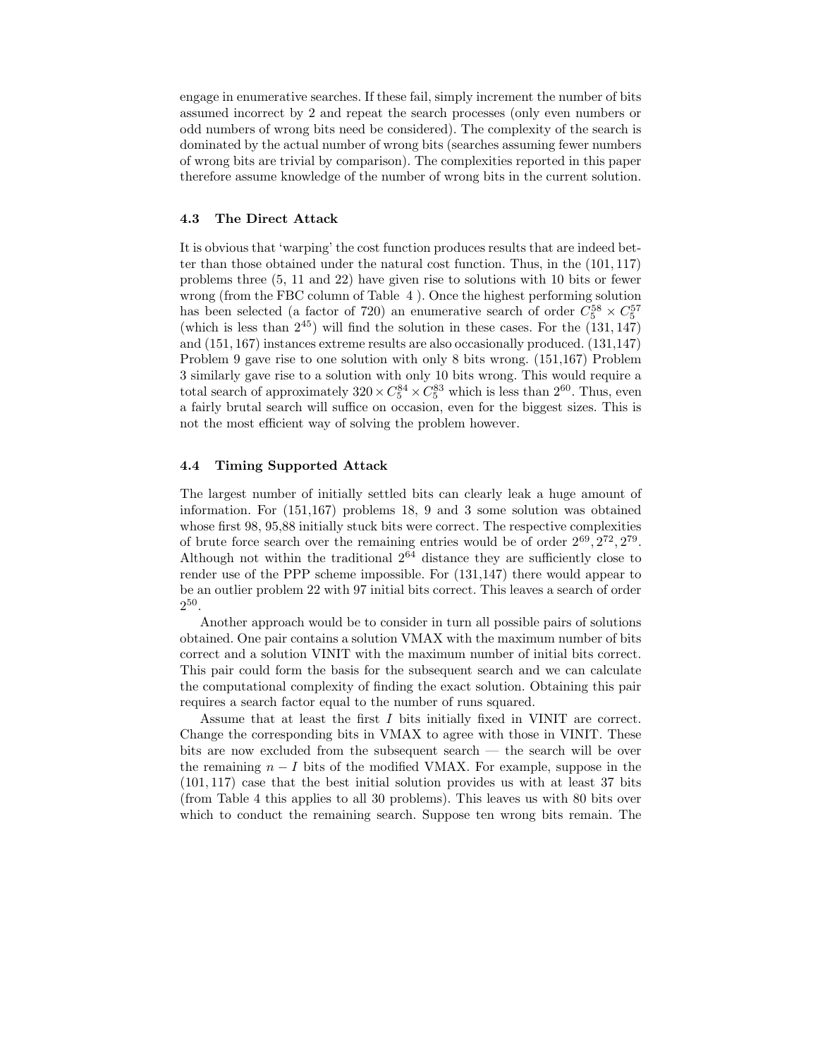engage in enumerative searches. If these fail, simply increment the number of bits assumed incorrect by 2 and repeat the search processes (only even numbers or odd numbers of wrong bits need be considered). The complexity of the search is dominated by the actual number of wrong bits (searches assuming fewer numbers of wrong bits are trivial by comparison). The complexities reported in this paper therefore assume knowledge of the number of wrong bits in the current solution.

### 4.3 The Direct Attack

It is obvious that 'warping' the cost function produces results that are indeed better than those obtained under the natural cost function. Thus, in the $(101, 117)$ problems three (5, 11 and 22) have given rise to solutions with 10 bits or fewer wrong (from the FBC column of Table 4 ). Once the highest performing solution has been selected (a factor of 720) an enumerative search of order $C_5^{58} \times C_5^{57}$ (which is less than $2^{45}$) will find the solution in these cases. For the $(131, 147)$ and $(151, 167)$ instances extreme results are also occasionally produced. (131,147) Problem 9 gave rise to one solution with only 8 bits wrong. (151,167) Problem 3 similarly gave rise to a solution with only 10 bits wrong. This would require a total search of approximately $320 \times C_5^{84} \times C_5^{83}$ which is less than $2^{60}$. Thus, even a fairly brutal search will suffice on occasion, even for the biggest sizes. This is not the most efficient way of solving the problem however.

### 4.4 Timing Supported Attack

The largest number of initially settled bits can clearly leak a huge amount of information. For (151,167) problems 18, 9 and 3 some solution was obtained whose first 98, 95,88 initially stuck bits were correct. The respective complexities of brute force search over the remaining entries would be of order $2^{69}, 2^{72}, 2^{79}$. Although not within the traditional $2^{64}$ distance they are sufficiently close to render use of the PPP scheme impossible. For (131,147) there would appear to be an outlier problem 22 with 97 initial bits correct. This leaves a search of order $2^{50}$.

Another approach would be to consider in turn all possible pairs of solutions obtained. One pair contains a solution VMAX with the maximum number of bits correct and a solution VINIT with the maximum number of initial bits correct. This pair could form the basis for the subsequent search and we can calculate the computational complexity of finding the exact solution. Obtaining this pair requires a search factor equal to the number of runs squared.

Assume that at least the first $I$ bits initially fixed in VINIT are correct. Change the corresponding bits in VMAX to agree with those in VINIT. These bits are now excluded from the subsequent search — the search will be over the remaining $n - I$ bits of the modified VMAX. For example, suppose in the $(101, 117)$ case that the best initial solution provides us with at least 37 bits (from Table 4 this applies to all 30 problems). This leaves us with 80 bits over which to conduct the remaining search. Suppose ten wrong bits remain. The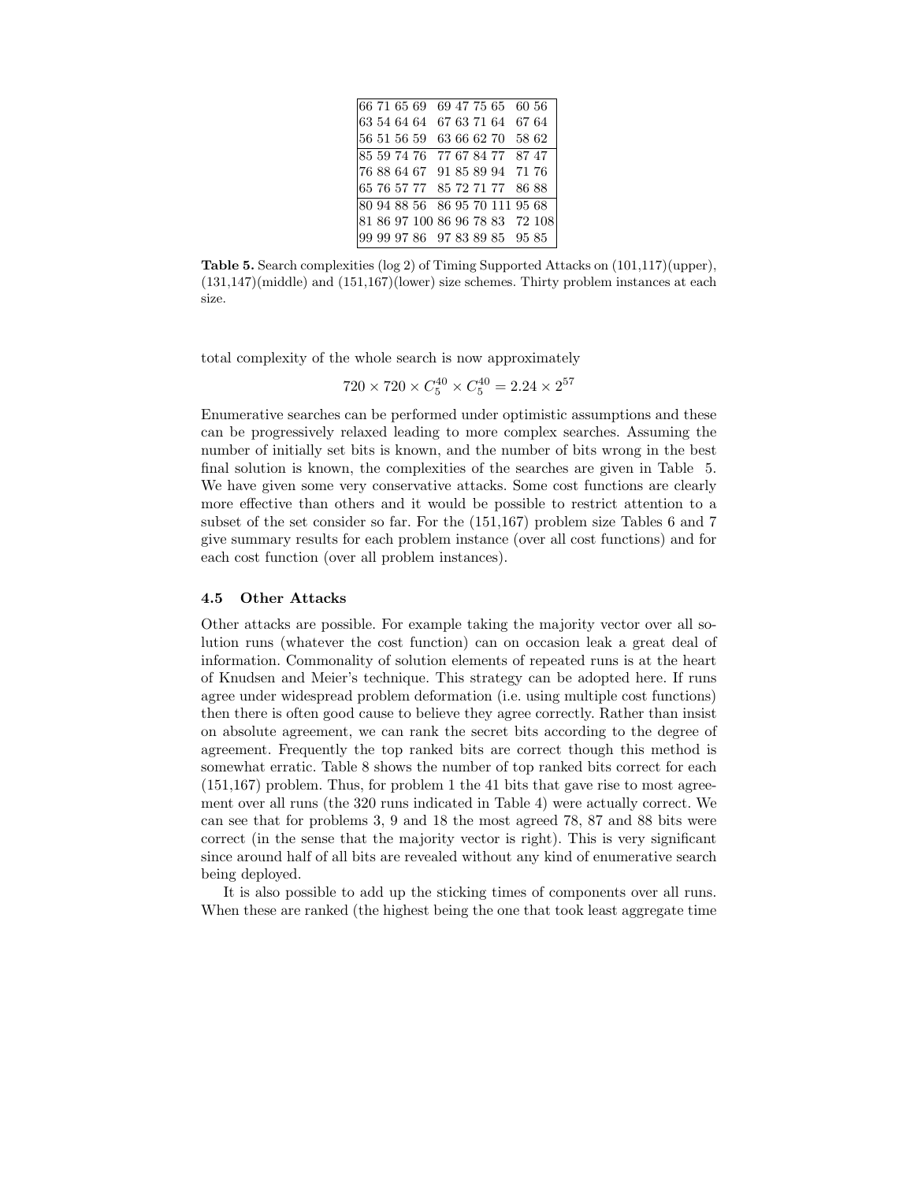| | | |
|---|---|---|
| 66 71 65 69 | 69 47 75 65 | 60 56 |
| 63 54 64 64 | 67 63 71 64 | 67 64 |
| 56 51 56 59 | 63 66 62 70 | 58 62 |
| 85 59 74 76 | 77 67 84 77 | 87 47 |
| 76 88 64 67 | 91 85 89 94 | 71 76 |
| 65 76 57 77 | 85 72 71 77 | 86 88 |
| 80 94 88 56 | 86 95 70 111 | 95 68 |
| 81 86 97 100 | 86 96 78 83 | 72 108 |
| 99 99 97 86 | 97 83 89 85 | 95 85 |

**Table 5.** Search complexities (log 2) of Timing Supported Attacks on (101,117)(upper), (131,147)(middle) and (151,167)(lower) size schemes. Thirty problem instances at each size.

total complexity of the whole search is now approximately

$$720 \times 720 \times C_5^{40} \times C_5^{40} = 2.24 \times 2^{57}$$

Enumerative searches can be performed under optimistic assumptions and these can be progressively relaxed leading to more complex searches. Assuming the number of initially set bits is known, and the number of bits wrong in the best final solution is known, the complexities of the searches are given in Table 5. We have given some very conservative attacks. Some cost functions are clearly more effective than others and it would be possible to restrict attention to a subset of the set consider so far. For the (151,167) problem size Tables 6 and 7 give summary results for each problem instance (over all cost functions) and for each cost function (over all problem instances).

### 4.5 Other Attacks

Other attacks are possible. For example taking the majority vector over all solution runs (whatever the cost function) can on occasion leak a great deal of information. Commonality of solution elements of repeated runs is at the heart of Knudsen and Meier's technique. This strategy can be adopted here. If runs agree under widespread problem deformation (i.e. using multiple cost functions) then there is often good cause to believe they agree correctly. Rather than insist on absolute agreement, we can rank the secret bits according to the degree of agreement. Frequently the top ranked bits are correct though this method is somewhat erratic. Table 8 shows the number of top ranked bits correct for each (151,167) problem. Thus, for problem 1 the 41 bits that gave rise to most agreement over all runs (the 320 runs indicated in Table 4) were actually correct. We can see that for problems 3, 9 and 18 the most agreed 78, 87 and 88 bits were correct (in the sense that the majority vector is right). This is very significant since around half of all bits are revealed without any kind of enumerative search being deployed.

It is also possible to add up the sticking times of components over all runs. When these are ranked (the highest being the one that took least aggregate time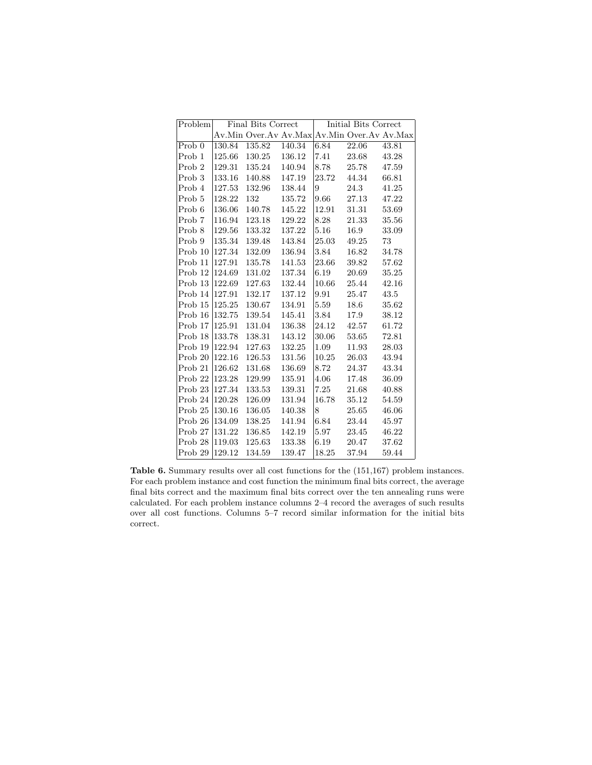| Problem | Final Bits Correct | | | Initial Bits Correct | | |
|---|---|---|---|---|---|---|
| | Av.Min | Over.Av | Av.Max | Av.Min | Over.Av | Av.Max |
| Prob 0 | 130.84 | 135.82 | 140.34 | 6.84 | 22.06 | 43.81 |
| Prob 1 | 125.66 | 130.25 | 136.12 | 7.41 | 23.68 | 43.28 |
| Prob 2 | 129.31 | 135.24 | 140.94 | 8.78 | 25.78 | 47.59 |
| Prob 3 | 133.16 | 140.88 | 147.19 | 23.72 | 44.34 | 66.81 |
| Prob 4 | 127.53 | 132.96 | 138.44 | 9 | 24.3 | 41.25 |
| Prob 5 | 128.22 | 132 | 135.72 | 9.66 | 27.13 | 47.22 |
| Prob 6 | 136.06 | 140.78 | 145.22 | 12.91 | 31.31 | 53.69 |
| Prob 7 | 116.94 | 123.18 | 129.22 | 8.28 | 21.33 | 35.56 |
| Prob 8 | 129.56 | 133.32 | 137.22 | 5.16 | 16.9 | 33.09 |
| Prob 9 | 135.34 | 139.48 | 143.84 | 25.03 | 49.25 | 73 |
| Prob 10 | 127.34 | 132.09 | 136.94 | 3.84 | 16.82 | 34.78 |
| Prob 11 | 127.91 | 135.78 | 141.53 | 23.66 | 39.82 | 57.62 |
| Prob 12 | 124.69 | 131.02 | 137.34 | 6.19 | 20.69 | 35.25 |
| Prob 13 | 122.69 | 127.63 | 132.44 | 10.66 | 25.44 | 42.16 |
| Prob 14 | 127.91 | 132.17 | 137.12 | 9.91 | 25.47 | 43.5 |
| Prob 15 | 125.25 | 130.67 | 134.91 | 5.59 | 18.6 | 35.62 |
| Prob 16 | 132.75 | 139.54 | 145.41 | 3.84 | 17.9 | 38.12 |
| Prob 17 | 125.91 | 131.04 | 136.38 | 24.12 | 42.57 | 61.72 |
| Prob 18 | 133.78 | 138.31 | 143.12 | 30.06 | 53.65 | 72.81 |
| Prob 19 | 122.94 | 127.63 | 132.25 | 1.09 | 11.93 | 28.03 |
| Prob 20 | 122.16 | 126.53 | 131.56 | 10.25 | 26.03 | 43.94 |
| Prob 21 | 126.62 | 131.68 | 136.69 | 8.72 | 24.37 | 43.34 |
| Prob 22 | 123.28 | 129.99 | 135.91 | 4.06 | 17.48 | 36.09 |
| Prob 23 | 127.34 | 133.53 | 139.31 | 7.25 | 21.68 | 40.88 |
| Prob 24 | 120.28 | 126.09 | 131.94 | 16.78 | 35.12 | 54.59 |
| Prob 25 | 130.16 | 136.05 | 140.38 | 8 | 25.65 | 46.06 |
| Prob 26 | 134.09 | 138.25 | 141.94 | 6.84 | 23.44 | 45.97 |
| Prob 27 | 131.22 | 136.85 | 142.19 | 5.97 | 23.45 | 46.22 |
| Prob 28 | 119.03 | 125.63 | 133.38 | 6.19 | 20.47 | 37.62 |
| Prob 29 | 129.12 | 134.59 | 139.47 | 18.25 | 37.94 | 59.44 |

**Table 6.** Summary results over all cost functions for the (151,167) problem instances. For each problem instance and cost function the minimum final bits correct, the average final bits correct and the maximum final bits correct over the ten annealing runs were calculated. For each problem instance columns 2–4 record the averages of such results over all cost functions. Columns 5–7 record similar information for the initial bits correct.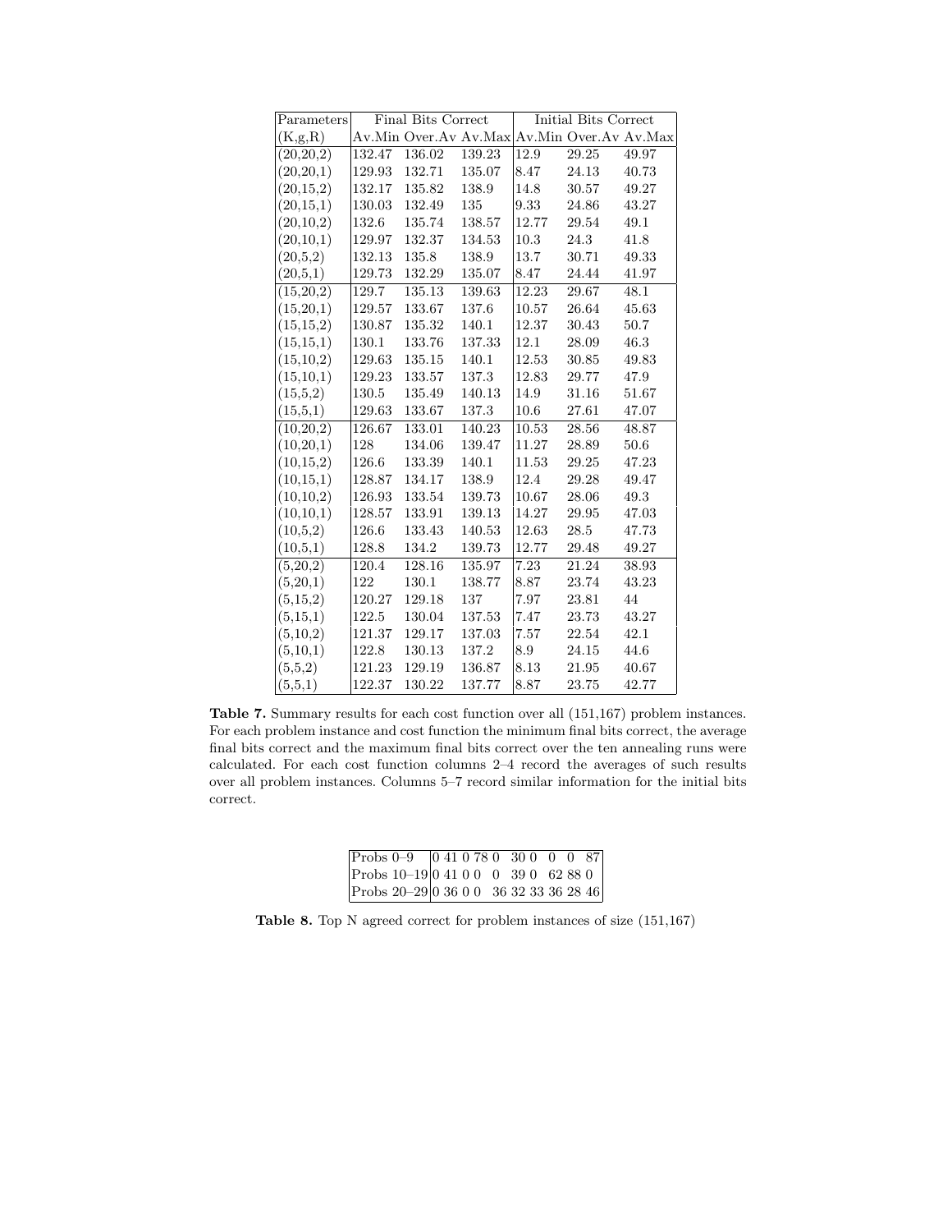| Parameters | Final Bits Correct | | | Initial Bits Correct | | |
|---|---|---|---|---|---|---|
| (K,g,R) | Av.Min | Over.Av | Av.Max | Av.Min | Over.Av | Av.Max |
| (20,20,2) | 132.47 | 136.02 | 139.23 | 12.9 | 29.25 | 49.97 |
| (20,20,1) | 129.93 | 132.71 | 135.07 | 8.47 | 24.13 | 40.73 |
| (20,15,2) | 132.17 | 135.82 | 138.9 | 14.8 | 30.57 | 49.27 |
| (20,15,1) | 130.03 | 132.49 | 135 | 9.33 | 24.86 | 43.27 |
| (20,10,2) | 132.6 | 135.74 | 138.57 | 12.77 | 29.54 | 49.1 |
| (20,10,1) | 129.97 | 132.37 | 134.53 | 10.3 | 24.3 | 41.8 |
| (20,5,2) | 132.13 | 135.8 | 138.9 | 13.7 | 30.71 | 49.33 |
| (20,5,1) | 129.73 | 132.29 | 135.07 | 8.47 | 24.44 | 41.97 |
| (15,20,2) | 129.7 | 135.13 | 139.63 | 12.23 | 29.67 | 48.1 |
| (15,20,1) | 129.57 | 133.67 | 137.6 | 10.57 | 26.64 | 45.63 |
| (15,15,2) | 130.87 | 135.32 | 140.1 | 12.37 | 30.43 | 50.7 |
| (15,15,1) | 130.1 | 133.76 | 137.33 | 12.1 | 28.09 | 46.3 |
| (15,10,2) | 129.63 | 135.15 | 140.1 | 12.53 | 30.85 | 49.83 |
| (15,10,1) | 129.23 | 133.57 | 137.3 | 12.83 | 29.77 | 47.9 |
| (15,5,2) | 130.5 | 135.49 | 140.13 | 14.9 | 31.16 | 51.67 |
| (15,5,1) | 129.63 | 133.67 | 137.3 | 10.6 | 27.61 | 47.07 |
| (10,20,2) | 126.67 | 133.01 | 140.23 | 10.53 | 28.56 | 48.87 |
| (10,20,1) | 128 | 134.06 | 139.47 | 11.27 | 28.89 | 50.6 |
| (10,15,2) | 126.6 | 133.39 | 140.1 | 11.53 | 29.25 | 47.23 |
| (10,15,1) | 128.87 | 134.17 | 138.9 | 12.4 | 29.28 | 49.47 |
| (10,10,2) | 126.93 | 133.54 | 139.73 | 10.67 | 28.06 | 49.3 |
| (10,10,1) | 128.57 | 133.91 | 139.13 | 14.27 | 29.95 | 47.03 |
| (10,5,2) | 126.6 | 133.43 | 140.53 | 12.63 | 28.5 | 47.73 |
| (10,5,1) | 128.8 | 134.2 | 139.73 | 12.77 | 29.48 | 49.27 |
| (5,20,2) | 120.4 | 128.16 | 135.97 | 7.23 | 21.24 | 38.93 |
| (5,20,1) | 122 | 130.1 | 138.77 | 8.87 | 23.74 | 43.23 |
| (5,15,2) | 120.27 | 129.18 | 137 | 7.97 | 23.81 | 44 |
| (5,15,1) | 122.5 | 130.04 | 137.53 | 7.47 | 23.73 | 43.27 |
| (5,10,2) | 121.37 | 129.17 | 137.03 | 7.57 | 22.54 | 42.1 |
| (5,10,1) | 122.8 | 130.13 | 137.2 | 8.9 | 24.15 | 44.6 |
| (5,5,2) | 121.23 | 129.19 | 136.87 | 8.13 | 21.95 | 40.67 |
| (5,5,1) | 122.37 | 130.22 | 137.77 | 8.87 | 23.75 | 42.77 |

**Table 7.** Summary results for each cost function over all (151,167) problem instances. For each problem instance and cost function the minimum final bits correct, the average final bits correct and the maximum final bits correct over the ten annealing runs were calculated. For each cost function columns 2–4 record the averages of such results over all problem instances. Columns 5–7 record similar information for the initial bits correct.

| Probs 0–9 | 0 | 41 | 0 | 78 | 0 | 30 | 0 | 0 | 0 | 87 |
|---|---|---|---|---|---|---|---|---|---|---|
| Probs 10–19 | 0 | 41 | 0 | 0 | 0 | 39 | 0 | 62 | 88 | 0 |
| Probs 20–29 | 0 | 36 | 0 | 0 | 36 | 32 | 33 | 36 | 28 | 46 |

**Table 8.** Top N agreed correct for problem instances of size (151,167)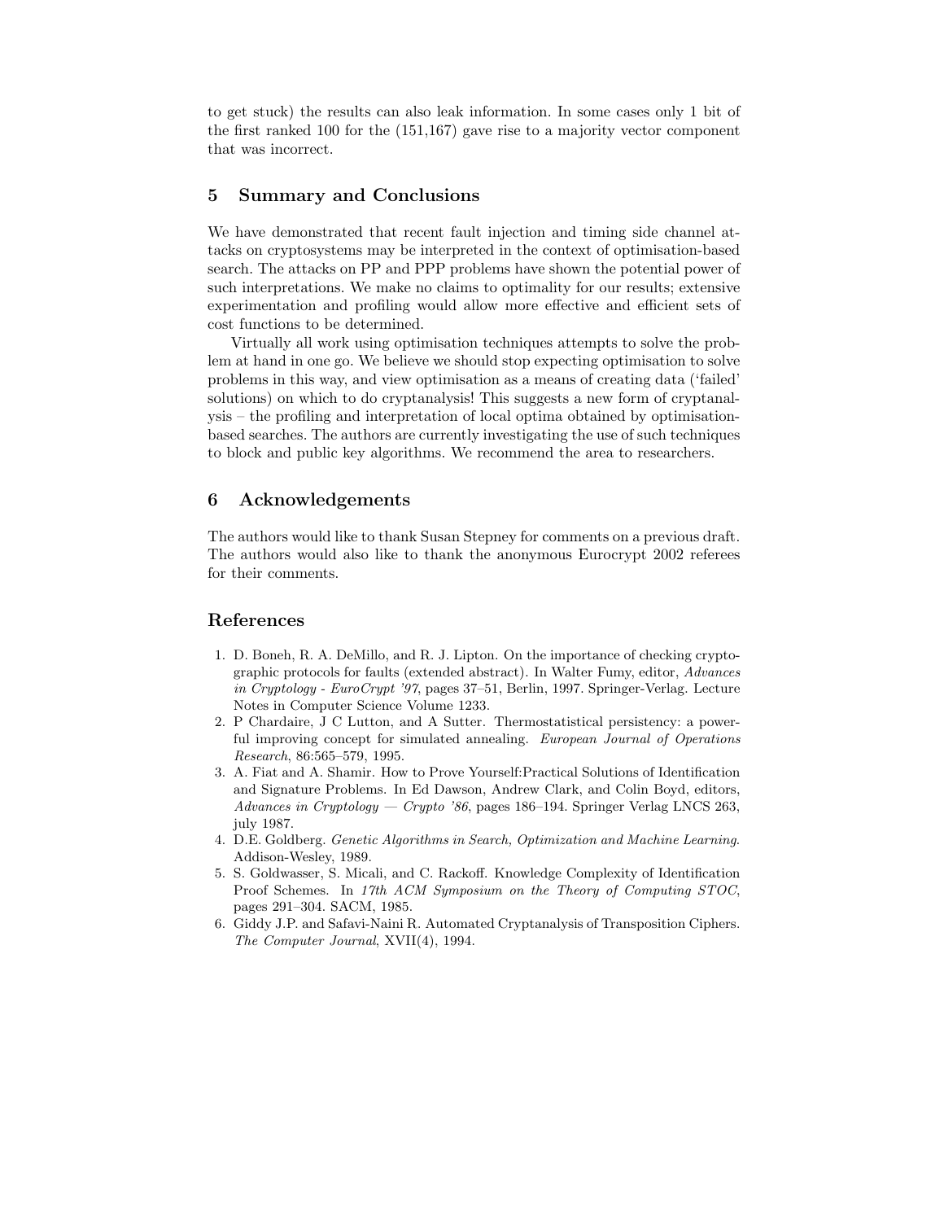to get stuck) the results can also leak information. In some cases only 1 bit of the first ranked 100 for the (151,167) gave rise to a majority vector component that was incorrect.

## 5 Summary and Conclusions

We have demonstrated that recent fault injection and timing side channel attacks on cryptosystems may be interpreted in the context of optimisation-based search. The attacks on PP and PPP problems have shown the potential power of such interpretations. We make no claims to optimality for our results; extensive experimentation and profiling would allow more effective and efficient sets of cost functions to be determined.

Virtually all work using optimisation techniques attempts to solve the problem at hand in one go. We believe we should stop expecting optimisation to solve problems in this way, and view optimisation as a means of creating data ('failed' solutions) on which to do cryptanalysis! This suggests a new form of cryptanalysis – the profiling and interpretation of local optima obtained by optimisation-based searches. The authors are currently investigating the use of such techniques to block and public key algorithms. We recommend the area to researchers.

## 6 Acknowledgements

The authors would like to thank Susan Stepney for comments on a previous draft. The authors would also like to thank the anonymous Eurocrypt 2002 referees for their comments.

## References

1. D. Boneh, R. A. DeMillo, and R. J. Lipton. On the importance of checking cryptographic protocols for faults (extended abstract). In Walter Fumy, editor, *Advances in Cryptology - EuroCrypt '97*, pages 37–51, Berlin, 1997. Springer-Verlag. Lecture Notes in Computer Science Volume 1233.
2. P Chardaire, J C Lutton, and A Sutter. Thermostatistical persistency: a powerful improving concept for simulated annealing. *European Journal of Operations Research*, 86:565–579, 1995.
3. A. Fiat and A. Shamir. How to Prove Yourself:Practical Solutions of Identification and Signature Problems. In Ed Dawson, Andrew Clark, and Colin Boyd, editors, *Advances in Cryptology — Crypto '86*, pages 186–194. Springer Verlag LNCS 263, july 1987.
4. D.E. Goldberg. *Genetic Algorithms in Search, Optimization and Machine Learning*. Addison-Wesley, 1989.
5. S. Goldwasser, S. Micali, and C. Rackoff. Knowledge Complexity of Identification Proof Schemes. In *17th ACM Symposium on the Theory of Computing STOC*, pages 291–304. SACM, 1985.
6. Giddy J.P. and Safavi-Naini R. Automated Cryptanalysis of Transposition Ciphers. *The Computer Journal*, XVII(4), 1994.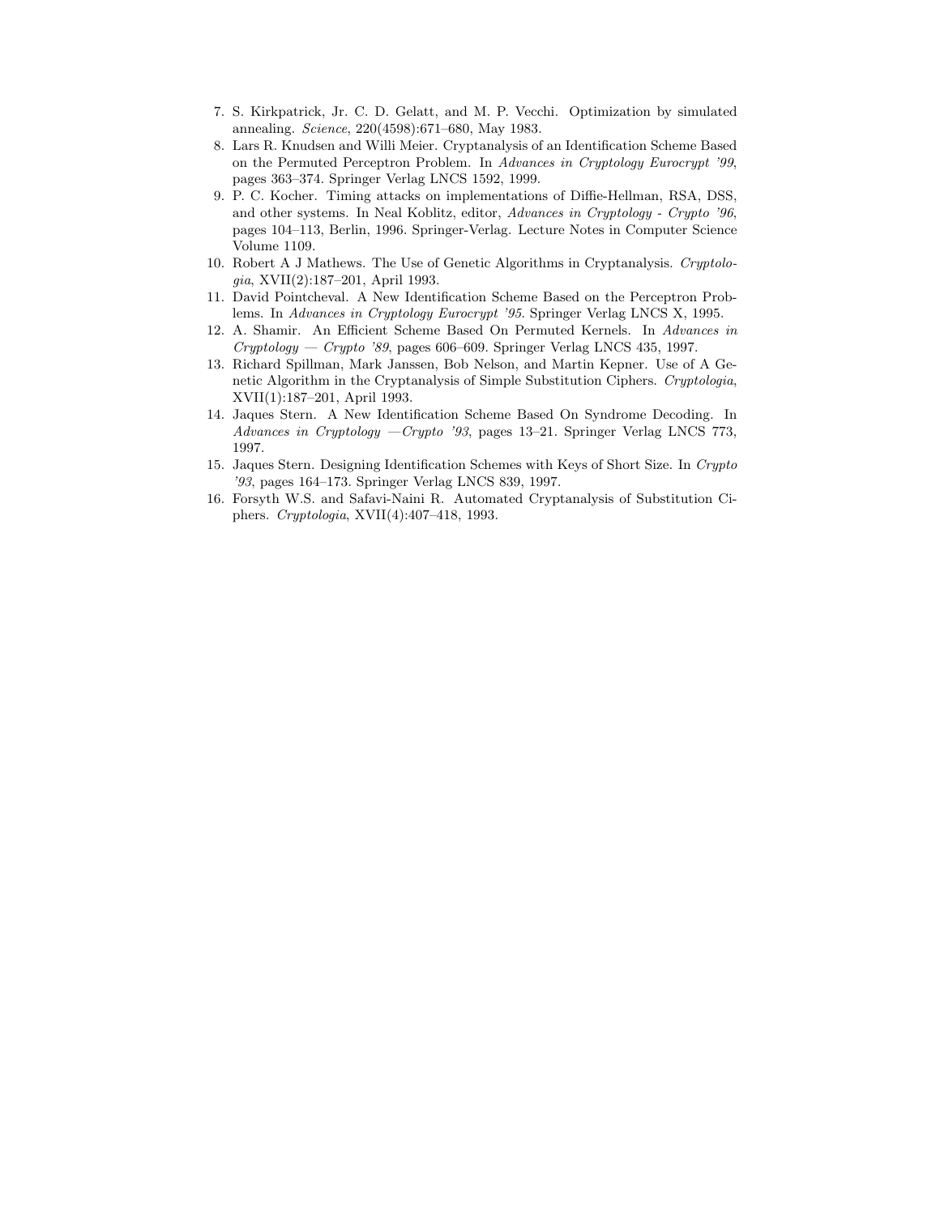7. S. Kirkpatrick, Jr. C. D. Gelatt, and M. P. Vecchi. Optimization by simulated annealing. *Science*, 220(4598):671–680, May 1983.
8. Lars R. Knudsen and Willi Meier. Cryptanalysis of an Identification Scheme Based on the Permuted Perceptron Problem. In *Advances in Cryptology Eurocrypt '99*, pages 363–374. Springer Verlag LNCS 1592, 1999.
9. P. C. Kocher. Timing attacks on implementations of Diffie-Hellman, RSA, DSS, and other systems. In Neal Koblitz, editor, *Advances in Cryptology - Crypto '96*, pages 104–113, Berlin, 1996. Springer-Verlag. Lecture Notes in Computer Science Volume 1109.
10. Robert A J Mathews. The Use of Genetic Algorithms in Cryptanalysis. *Cryptologia*, XVII(2):187–201, April 1993.
11. David Pointcheval. A New Identification Scheme Based on the Perceptron Problems. In *Advances in Cryptology Eurocrypt '95*. Springer Verlag LNCS X, 1995.
12. A. Shamir. An Efficient Scheme Based On Permuted Kernels. In *Advances in Cryptology — Crypto '89*, pages 606–609. Springer Verlag LNCS 435, 1997.
13. Richard Spillman, Mark Janssen, Bob Nelson, and Martin Kepner. Use of A Genetic Algorithm in the Cryptanalysis of Simple Substitution Ciphers. *Cryptologia*, XVII(1):187–201, April 1993.
14. Jaques Stern. A New Identification Scheme Based On Syndrome Decoding. In *Advances in Cryptology —Crypto '93*, pages 13–21. Springer Verlag LNCS 773, 1997.
15. Jaques Stern. Designing Identification Schemes with Keys of Short Size. In *Crypto '93*, pages 164–173. Springer Verlag LNCS 839, 1997.
16. Forsyth W.S. and Safavi-Naini R. Automated Cryptanalysis of Substitution Ciphers. *Cryptologia*, XVII(4):407–418, 1993.